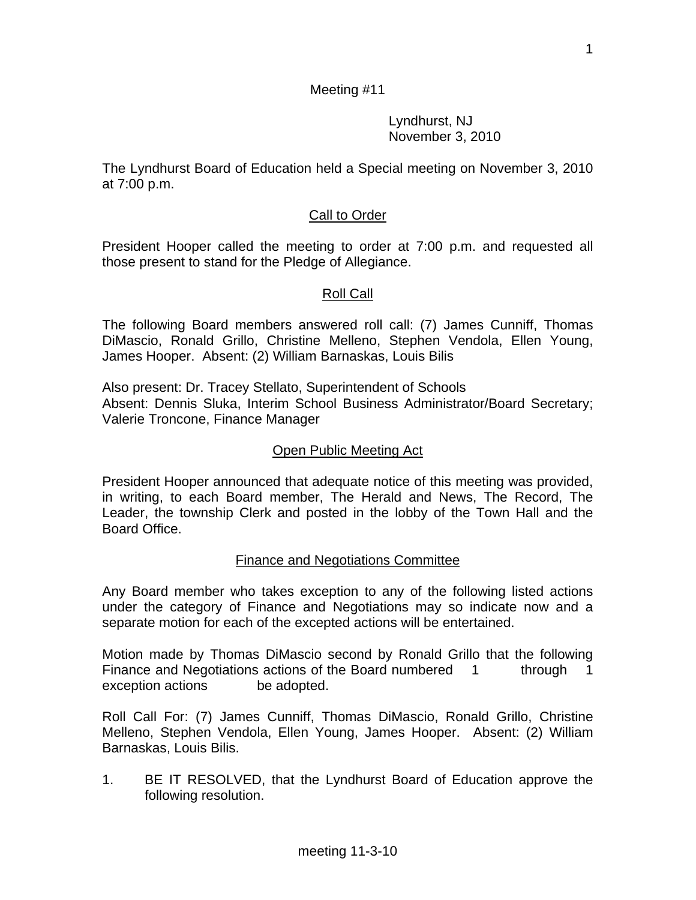Meeting #11

Lyndhurst, NJ
November 3, 2010

The Lyndhurst Board of Education held a Special meeting on November 3, 2010 at 7:00 p.m.

## Call to Order

President Hooper called the meeting to order at 7:00 p.m. and requested all those present to stand for the Pledge of Allegiance.

## Roll Call

The following Board members answered roll call: (7) James Cunniff, Thomas DiMascio, Ronald Grillo, Christine Melleno, Stephen Vendola, Ellen Young, James Hooper. Absent: (2) William Barnaskas, Louis Bilis

Also present: Dr. Tracey Stellato, Superintendent of Schools
Absent: Dennis Sluka, Interim School Business Administrator/Board Secretary; Valerie Troncone, Finance Manager

## Open Public Meeting Act

President Hooper announced that adequate notice of this meeting was provided, in writing, to each Board member, The Herald and News, The Record, The Leader, the township Clerk and posted in the lobby of the Town Hall and the Board Office.

## Finance and Negotiations Committee

Any Board member who takes exception to any of the following listed actions under the category of Finance and Negotiations may so indicate now and a separate motion for each of the excepted actions will be entertained.

Motion made by Thomas DiMascio second by Ronald Grillo that the following Finance and Negotiations actions of the Board numbered 1 through 1 exception actions be adopted.

Roll Call For: (7) James Cunniff, Thomas DiMascio, Ronald Grillo, Christine Melleno, Stephen Vendola, Ellen Young, James Hooper. Absent: (2) William Barnaskas, Louis Bilis.

1. BE IT RESOLVED, that the Lyndhurst Board of Education approve the following resolution.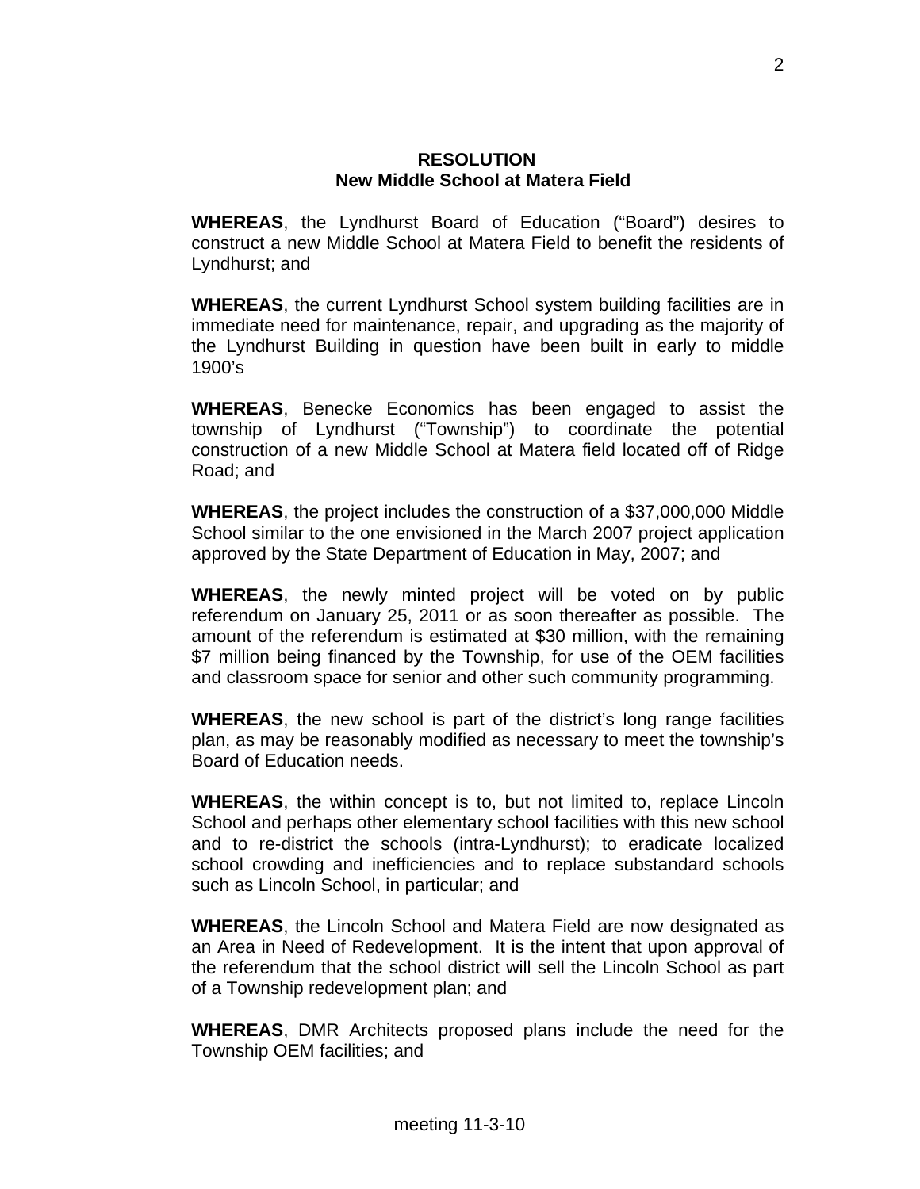**RESOLUTION**
**New Middle School at Matera Field**

**WHEREAS**, the Lyndhurst Board of Education ("Board") desires to construct a new Middle School at Matera Field to benefit the residents of Lyndhurst; and

**WHEREAS**, the current Lyndhurst School system building facilities are in immediate need for maintenance, repair, and upgrading as the majority of the Lyndhurst Building in question have been built in early to middle 1900's

**WHEREAS**, Benecke Economics has been engaged to assist the township of Lyndhurst ("Township") to coordinate the potential construction of a new Middle School at Matera field located off of Ridge Road; and

**WHEREAS**, the project includes the construction of a $37,000,000 Middle School similar to the one envisioned in the March 2007 project application approved by the State Department of Education in May, 2007; and

**WHEREAS**, the newly minted project will be voted on by public referendum on January 25, 2011 or as soon thereafter as possible. The amount of the referendum is estimated at $30 million, with the remaining $7 million being financed by the Township, for use of the OEM facilities and classroom space for senior and other such community programming.

**WHEREAS**, the new school is part of the district's long range facilities plan, as may be reasonably modified as necessary to meet the township's Board of Education needs.

**WHEREAS**, the within concept is to, but not limited to, replace Lincoln School and perhaps other elementary school facilities with this new school and to re-district the schools (intra-Lyndhurst); to eradicate localized school crowding and inefficiencies and to replace substandard schools such as Lincoln School, in particular; and

**WHEREAS**, the Lincoln School and Matera Field are now designated as an Area in Need of Redevelopment. It is the intent that upon approval of the referendum that the school district will sell the Lincoln School as part of a Township redevelopment plan; and

**WHEREAS**, DMR Architects proposed plans include the need for the Township OEM facilities; and

meeting 11-3-10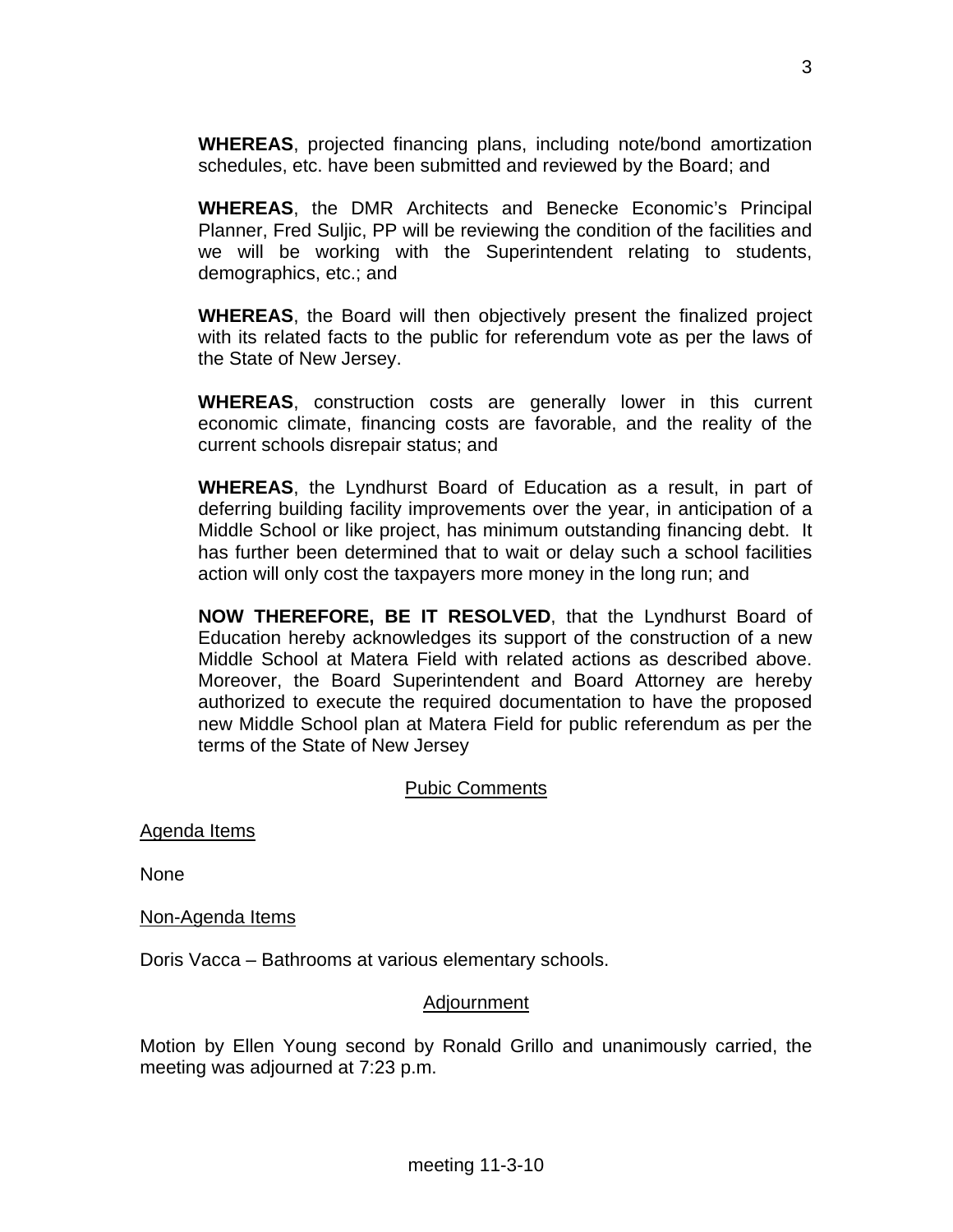**WHEREAS**, projected financing plans, including note/bond amortization schedules, etc. have been submitted and reviewed by the Board; and

**WHEREAS**, the DMR Architects and Benecke Economic's Principal Planner, Fred Suljic, PP will be reviewing the condition of the facilities and we will be working with the Superintendent relating to students, demographics, etc.; and

**WHEREAS**, the Board will then objectively present the finalized project with its related facts to the public for referendum vote as per the laws of the State of New Jersey.

**WHEREAS**, construction costs are generally lower in this current economic climate, financing costs are favorable, and the reality of the current schools disrepair status; and

**WHEREAS**, the Lyndhurst Board of Education as a result, in part of deferring building facility improvements over the year, in anticipation of a Middle School or like project, has minimum outstanding financing debt. It has further been determined that to wait or delay such a school facilities action will only cost the taxpayers more money in the long run; and

**NOW THEREFORE, BE IT RESOLVED**, that the Lyndhurst Board of Education hereby acknowledges its support of the construction of a new Middle School at Matera Field with related actions as described above. Moreover, the Board Superintendent and Board Attorney are hereby authorized to execute the required documentation to have the proposed new Middle School plan at Matera Field for public referendum as per the terms of the State of New Jersey

## Pubic Comments

### Agenda Items

None

### Non-Agenda Items

Doris Vacca – Bathrooms at various elementary schools.

## Adjournment

Motion by Ellen Young second by Ronald Grillo and unanimously carried, the meeting was adjourned at 7:23 p.m.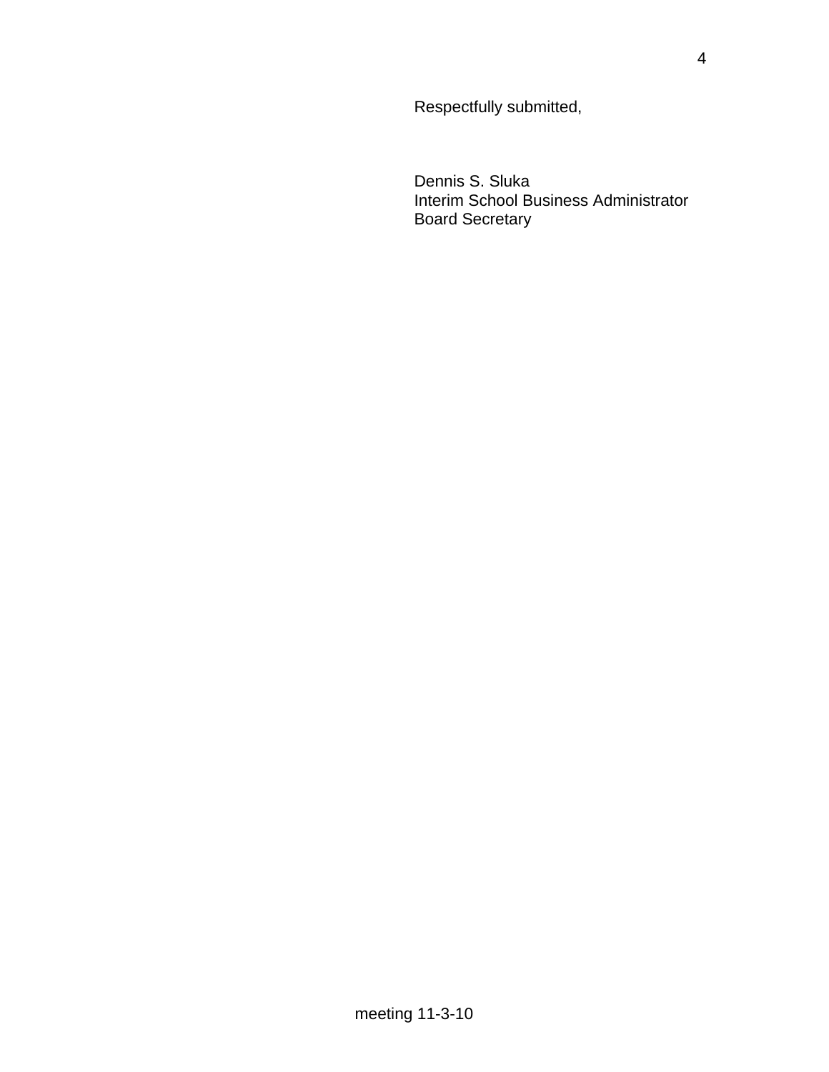Respectfully submitted,

Dennis S. Sluka
Interim School Business Administrator
Board Secretary